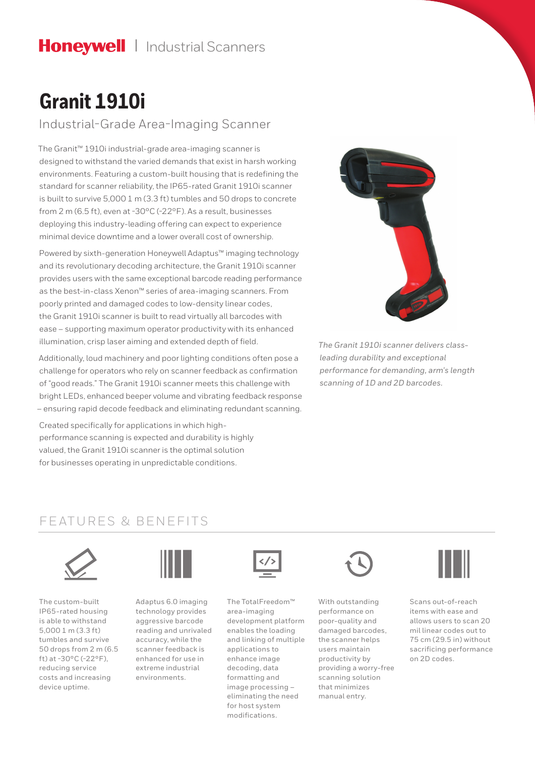Honeywell | Industrial Scanners

# Granit 1910i

## Industrial-Grade Area-Imaging Scanner

The Granit™ 1910i industrial-grade area-imaging scanner is designed to withstand the varied demands that exist in harsh working environments. Featuring a custom-built housing that is redefining the standard for scanner reliability, the IP65-rated Granit 1910i scanner is built to survive 5,000 1 m (3.3 ft) tumbles and 50 drops to concrete from 2 m (6.5 ft), even at -30°C (-22°F). As a result, businesses deploying this industry-leading offering can expect to experience minimal device downtime and a lower overall cost of ownership.

Powered by sixth-generation Honeywell Adaptus™ imaging technology and its revolutionary decoding architecture, the Granit 1910i scanner provides users with the same exceptional barcode reading performance as the best-in-class Xenon™ series of area-imaging scanners. From poorly printed and damaged codes to low-density linear codes, the Granit 1910i scanner is built to read virtually all barcodes with ease – supporting maximum operator productivity with its enhanced illumination, crisp laser aiming and extended depth of field.

Additionally, loud machinery and poor lighting conditions often pose a challenge for operators who rely on scanner feedback as confirmation of "good reads." The Granit 1910i scanner meets this challenge with bright LEDs, enhanced beeper volume and vibrating feedback response – ensuring rapid decode feedback and eliminating redundant scanning.

Created specifically for applications in which high-performance scanning is expected and durability is highly valued, the Granit 1910i scanner is the optimal solution for businesses operating in unpredictable conditions.

*The Granit 1910i scanner delivers class-leading durability and exceptional performance for demanding, arm's length scanning of 1D and 2D barcodes.*

## FEATURES & BENEFITS

The custom-built IP65-rated housing is able to withstand 5,000 1 m (3.3 ft) tumbles and survive 50 drops from 2 m (6.5 ft) at -30°C (-22°F), reducing service costs and increasing device uptime.

Adaptus 6.0 imaging technology provides aggressive barcode reading and unrivaled accuracy, while the scanner feedback is enhanced for use in extreme industrial environments.

The TotalFreedom™ area-imaging development platform enables the loading and linking of multiple applications to enhance image decoding, data formatting and image processing – eliminating the need for host system modifications.

With outstanding performance on poor-quality and damaged barcodes, the scanner helps users maintain productivity by providing a worry-free scanning solution that minimizes manual entry.

Scans out-of-reach items with ease and allows users to scan 20 mil linear codes out to 75 cm (29.5 in) without sacrificing performance on 2D codes.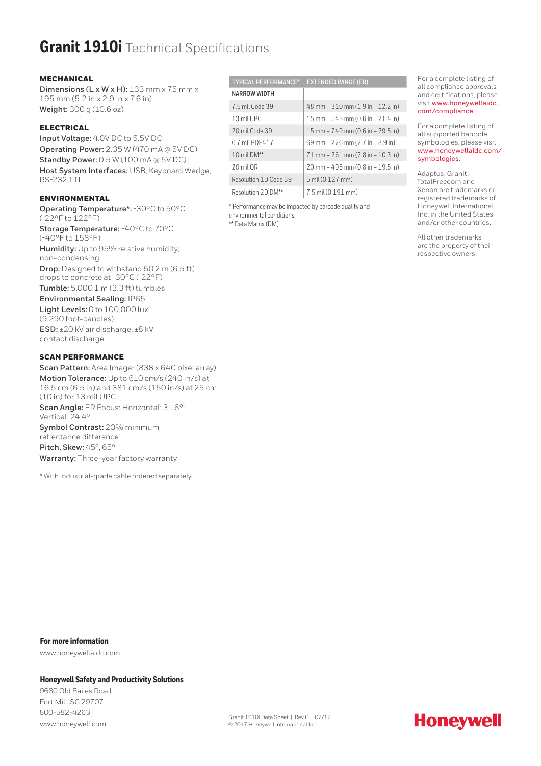# **Granit 1910i** Technical Specifications

### MECHANICAL

**Dimensions (L x W x H):** 133 mm x 75 mm x 195 mm (5.2 in x 2.9 in x 7.6 in)

**Weight:** 300 g (10.6 oz)

### ELECTRICAL

**Input Voltage:** 4.0V DC to 5.5V DC

**Operating Power:** 2.35 W (470 mA @ 5V DC)

**Standby Power:** 0.5 W (100 mA @ 5V DC)

**Host System Interfaces:** USB, Keyboard Wedge, RS-232 TTL

### ENVIRONMENTAL

**Operating Temperature*:** -30°C to 50°C (-22°F to 122°F)

**Storage Temperature:** -40°C to 70°C (-40°F to 158°F)

**Humidity:** Up to 95% relative humidity, non-condensing

**Drop:** Designed to withstand 50 2 m (6.5 ft) drops to concrete at -30°C (-22°F)

**Tumble:** 5,000 1 m (3.3 ft) tumbles

**Environmental Sealing:** IP65

**Light Levels:** 0 to 100,000 lux (9,290 foot-candles)

**ESD:** ±20 kV air discharge, ±8 kV contact discharge

### SCAN PERFORMANCE

**Scan Pattern:** Area Imager (838 x 640 pixel array)

**Motion Tolerance:** Up to 610 cm/s (240 in/s) at 16.5 cm (6.5 in) and 381 cm/s (150 in/s) at 25 cm (10 in) for 13 mil UPC

**Scan Angle:** ER Focus: Horizontal: 31.6°; Vertical: 24.4°

**Symbol Contrast:** 20% minimum reflectance difference

**Pitch, Skew:** 45°, 65°

**Warranty:** Three-year factory warranty

* With industrial-grade cable ordered separately.

| TYPICAL PERFORMANCE* | EXTENDED RANGE (ER) |
|---|---|
| NARROW WIDTH | |
| 7.5 mil Code 39 | 48 mm – 310 mm (1.9 in – 12.2 in) |
| 13 mil UPC | 15 mm – 543 mm (0.6 in – 21.4 in) |
| 20 mil Code 39 | 15 mm – 749 mm (0.6 in – 29.5 in) |
| 6.7 mil PDF417 | 69 mm – 226 mm (2.7 in – 8.9 in) |
| 10 mil DM** | 71 mm – 261 mm (2.8 in – 10.3 in) |
| 20 mil QR | 20 mm – 495 mm (0.8 in – 19.5 in) |
| Resolution 1D Code 39 | 5 mil (0.127 mm) |
| Resolution 2D DM** | 7.5 mil (0.191 mm) |

* Performance may be impacted by barcode quality and environmental conditions.
** Data Matrix (DM)

For a complete listing of all compliance approvals and certifications, please visit www.honeywellaidc.com/compliance.

For a complete listing of all supported barcode symbologies, please visit www.honeywellaidc.com/symbologies.

Adaptus, Granit, TotalFreedom and Xenon are trademarks or registered trademarks of Honeywell International Inc. in the United States and/or other countries.

All other trademarks are the property of their respective owners.

**For more information**

www.honeywellaidc.com

**Honeywell Safety and Productivity Solutions**

9680 Old Bailes Road
Fort Mill, SC 29707
800-582-4263
www.honeywell.com

Granit 1910i Data Sheet | Rev C | 02/17
© 2017 Honeywell International Inc.

Honeywell